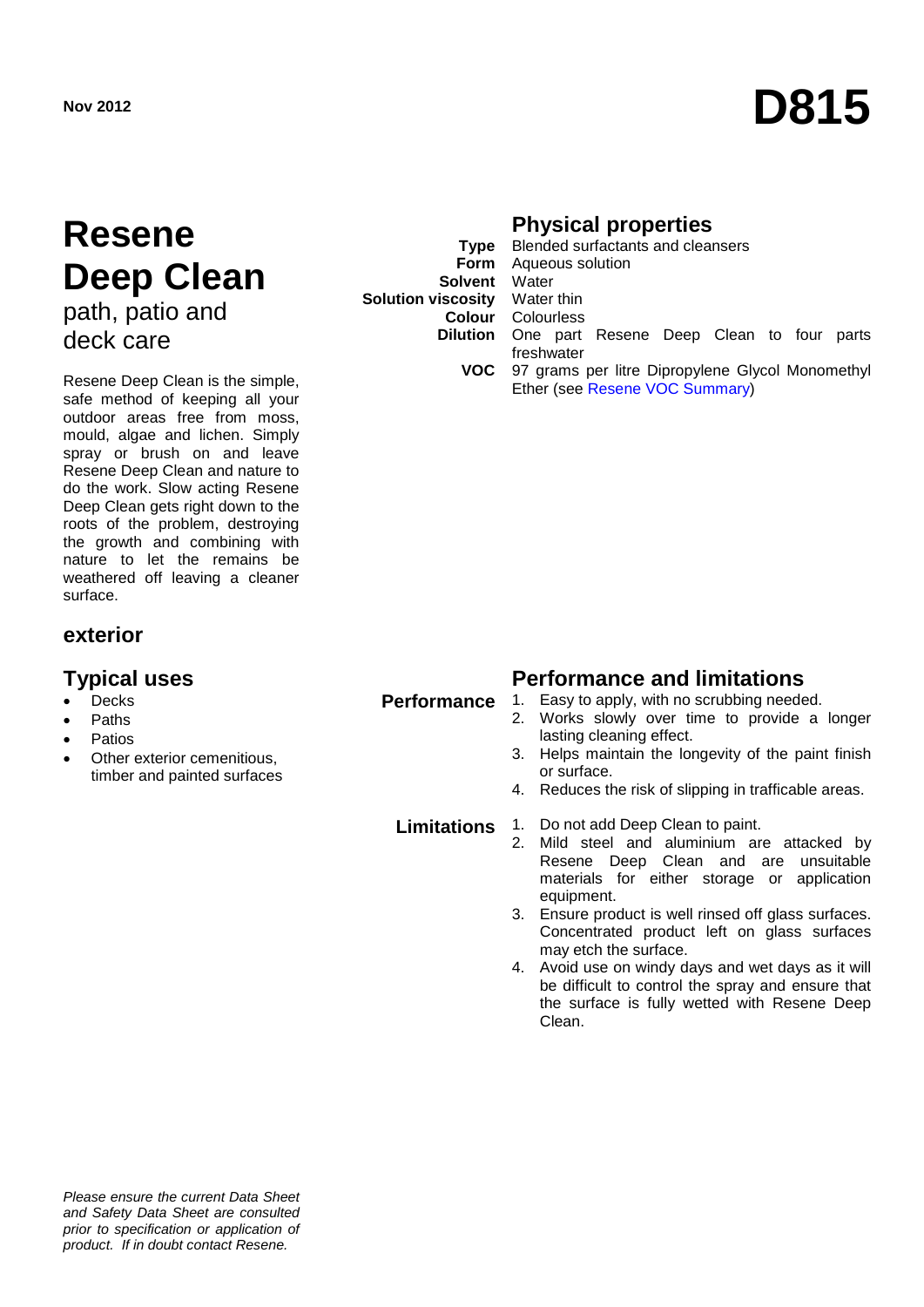Nov 2012

# D815

# Resene Deep Clean

## path, patio and deck care

Resene Deep Clean is the simple, safe method of keeping all your outdoor areas free from moss, mould, algae and lichen. Simply spray or brush on and leave Resene Deep Clean and nature to do the work. Slow acting Resene Deep Clean gets right down to the roots of the problem, destroying the growth and combining with nature to let the remains be weathered off leaving a cleaner surface.

### exterior

## Typical uses

- Decks
- Paths
- Patios
- Other exterior cementitious, timber and painted surfaces

## Physical properties

| | |
|---|---|
| **Type** | Blended surfactants and cleansers |
| **Form** | Aqueous solution |
| **Solvent** | Water |
| **Solution viscosity** | Water thin |
| **Colour** | Colourless |
| **Dilution** | One part Resene Deep Clean to four parts freshwater |
| **VOC** | 97 grams per litre Dipropylene Glycol Monomethyl Ether (see Resene VOC Summary) |

## Performance and limitations

**Performance**

1. Easy to apply, with no scrubbing needed.
2. Works slowly over time to provide a longer lasting cleaning effect.
3. Helps maintain the longevity of the paint finish or surface.
4. Reduces the risk of slipping in trafficable areas.

**Limitations**

1. Do not add Deep Clean to paint.
2. Mild steel and aluminium are attacked by Resene Deep Clean and are unsuitable materials for either storage or application equipment.
3. Ensure product is well rinsed off glass surfaces. Concentrated product left on glass surfaces may etch the surface.
4. Avoid use on windy days and wet days as it will be difficult to control the spray and ensure that the surface is fully wetted with Resene Deep Clean.

*Please ensure the current Data Sheet and Safety Data Sheet are consulted prior to specification or application of product. If in doubt contact Resene.*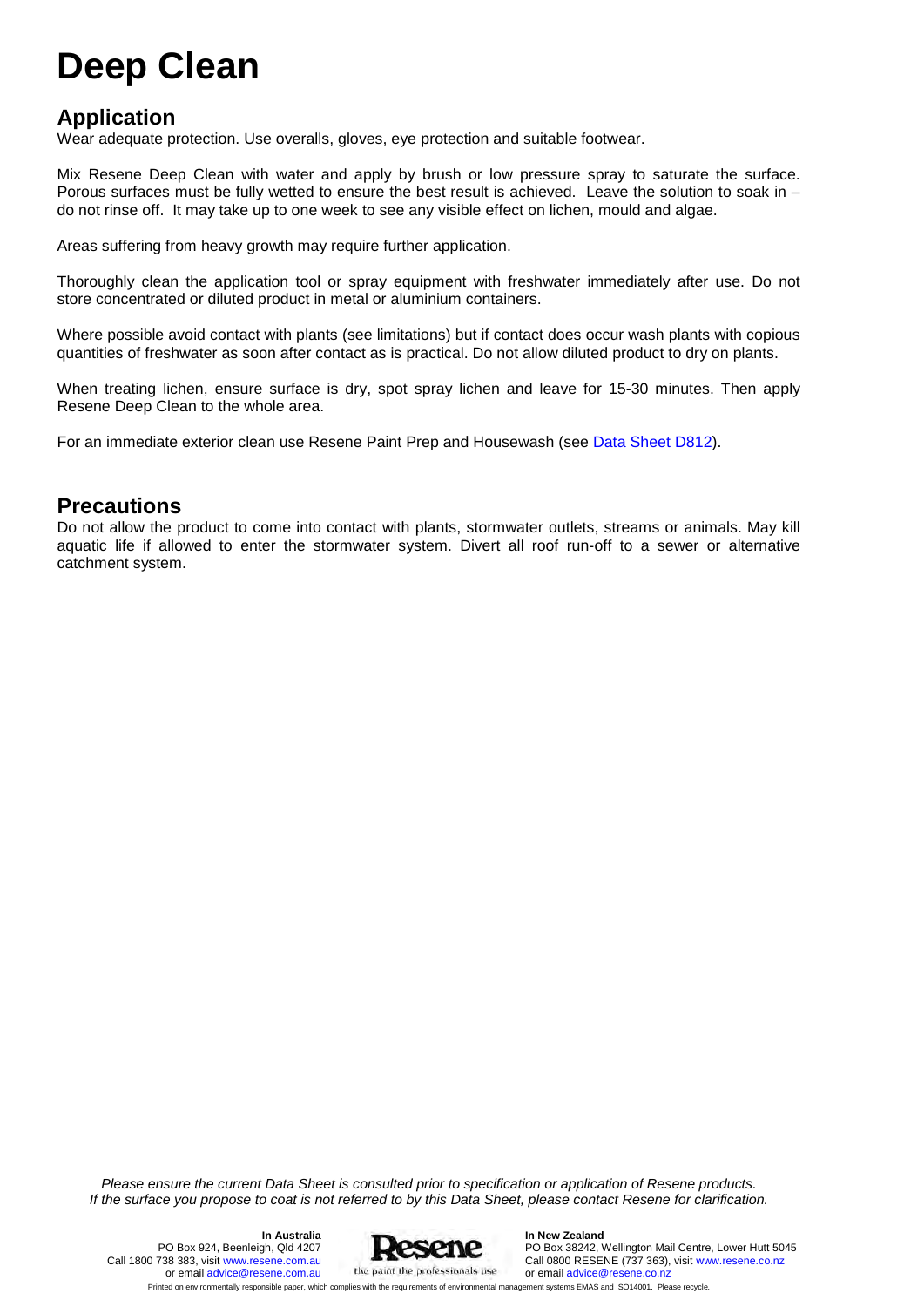# Deep Clean

## Application

Wear adequate protection. Use overalls, gloves, eye protection and suitable footwear.

Mix Resene Deep Clean with water and apply by brush or low pressure spray to saturate the surface. Porous surfaces must be fully wetted to ensure the best result is achieved. Leave the solution to soak in – do not rinse off. It may take up to one week to see any visible effect on lichen, mould and algae.

Areas suffering from heavy growth may require further application.

Thoroughly clean the application tool or spray equipment with freshwater immediately after use. Do not store concentrated or diluted product in metal or aluminium containers.

Where possible avoid contact with plants (see limitations) but if contact does occur wash plants with copious quantities of freshwater as soon after contact as is practical. Do not allow diluted product to dry on plants.

When treating lichen, ensure surface is dry, spot spray lichen and leave for 15-30 minutes. Then apply Resene Deep Clean to the whole area.

For an immediate exterior clean use Resene Paint Prep and Housewash (see Data Sheet D812).

## Precautions

Do not allow the product to come into contact with plants, stormwater outlets, streams or animals. May kill aquatic life if allowed to enter the stormwater system. Divert all roof run-off to a sewer or alternative catchment system.

*Please ensure the current Data Sheet is consulted prior to specification or application of Resene products.*
*If the surface you propose to coat is not referred to by this Data Sheet, please contact Resene for clarification.*

**In Australia**
PO Box 924, Beenleigh, Qld 4207
Call 1800 738 383, visit www.resene.com.au
or email advice@resene.com.au

Resene
the paint the professionals use

**In New Zealand**
PO Box 38242, Wellington Mail Centre, Lower Hutt 5045
Call 0800 RESENE (737 363), visit www.resene.co.nz
or email advice@resene.co.nz

Printed on environmentally responsible paper, which complies with the requirements of environmental management systems EMAS and ISO14001. Please recycle.